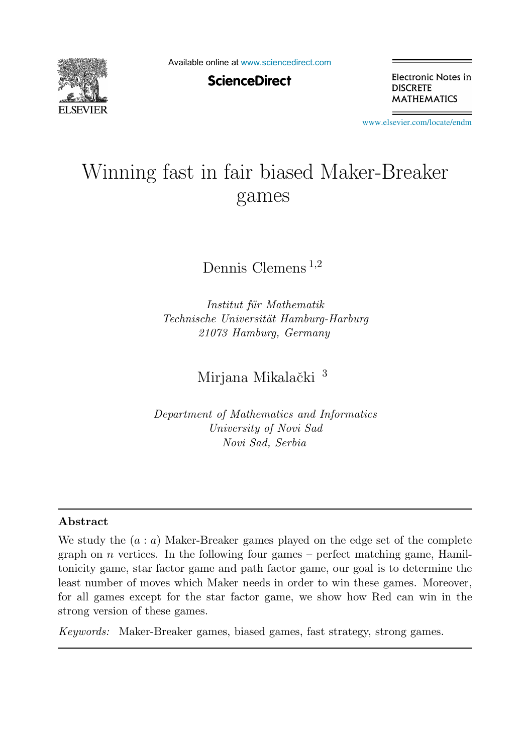# Winning fast in fair biased Maker-Breaker games

Dennis Clemens [1,2]

*Institut für Mathematik*
*Technische Universität Hamburg-Harburg*
*21073 Hamburg, Germany*

Mirjana Mikalački [3]

*Department of Mathematics and Informatics*
*University of Novi Sad*
*Novi Sad, Serbia*

---

**Abstract**

We study the $(a : a)$ Maker-Breaker games played on the edge set of the complete graph on $n$ vertices. In the following four games – perfect matching game, Hamiltonicity game, star factor game and path factor game, our goal is to determine the least number of moves which Maker needs in order to win these games. Moreover, for all games except for the star factor game, we show how Red can win in the strong version of these games.

*Keywords:* Maker-Breaker games, biased games, fast strategy, strong games.

---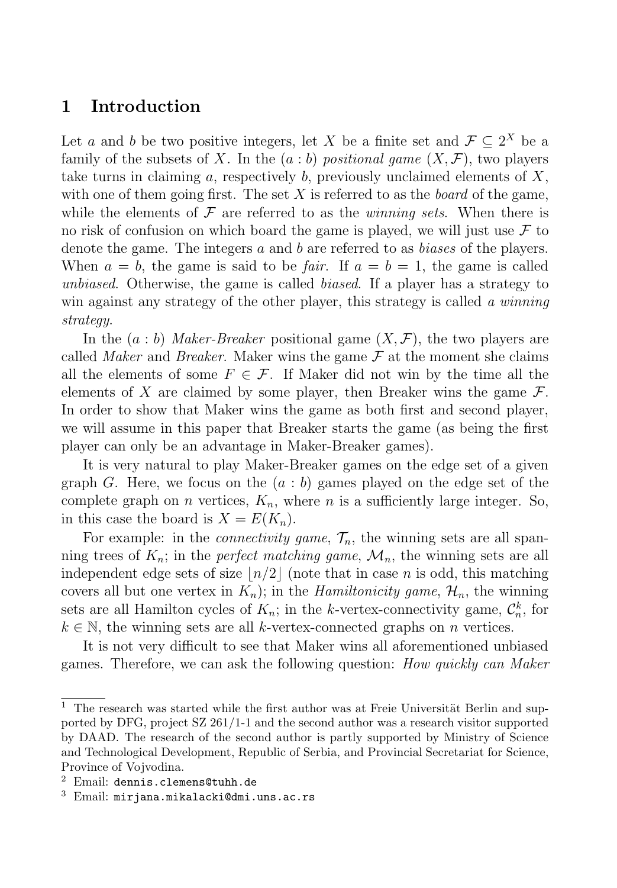## 1 Introduction

Let $a$ and $b$ be two positive integers, let $X$ be a finite set and $\mathcal{F} \subseteq 2^X$ be a family of the subsets of $X$. In the $(a:b)$ *positional game* $(X, \mathcal{F})$, two players take turns in claiming $a$, respectively $b$, previously unclaimed elements of $X$, with one of them going first. The set $X$ is referred to as the *board* of the game, while the elements of $\mathcal{F}$ are referred to as the *winning sets*. When there is no risk of confusion on which board the game is played, we will just use $\mathcal{F}$ to denote the game. The integers $a$ and $b$ are referred to as *biases* of the players. When $a = b$, the game is said to be *fair*. If $a = b = 1$, the game is called *unbiased*. Otherwise, the game is called *biased*. If a player has a strategy to win against any strategy of the other player, this strategy is called *a winning strategy*.

In the $(a:b)$ *Maker-Breaker* positional game $(X, \mathcal{F})$, the two players are called *Maker* and *Breaker*. Maker wins the game $\mathcal{F}$ at the moment she claims all the elements of some $F \in \mathcal{F}$. If Maker did not win by the time all the elements of $X$ are claimed by some player, then Breaker wins the game $\mathcal{F}$. In order to show that Maker wins the game as both first and second player, we will assume in this paper that Breaker starts the game (as being the first player can only be an advantage in Maker-Breaker games).

It is very natural to play Maker-Breaker games on the edge set of a given graph $G$. Here, we focus on the $(a:b)$ games played on the edge set of the complete graph on $n$ vertices, $K_n$, where $n$ is a sufficiently large integer. So, in this case the board is $X = E(K_n)$.

For example: in the *connectivity game*, $\mathcal{T}_n$, the winning sets are all spanning trees of $K_n$; in the *perfect matching game*, $\mathcal{M}_n$, the winning sets are all independent edge sets of size $\lfloor n/2 \rfloor$ (note that in case $n$ is odd, this matching covers all but one vertex in $K_n$); in the *Hamiltonicity game*, $\mathcal{H}_n$, the winning sets are all Hamilton cycles of $K_n$; in the $k$-vertex-connectivity game, $\mathcal{C}_n^k$, for $k \in \mathbb{N}$, the winning sets are all $k$-vertex-connected graphs on $n$ vertices.

It is not very difficult to see that Maker wins all aforementioned unbiased games. Therefore, we can ask the following question: *How quickly can Maker*

[1] The research was started while the first author was at Freie Universität Berlin and supported by DFG, project SZ 261/1-1 and the second author was a research visitor supported by DAAD. The research of the second author is partly supported by Ministry of Science and Technological Development, Republic of Serbia, and Provincial Secretariat for Science, Province of Vojvodina.

[2] Email: `dennis.clemens@tuhh.de`

[3] Email: `mirjana.mikalacki@dmi.uns.ac.rs`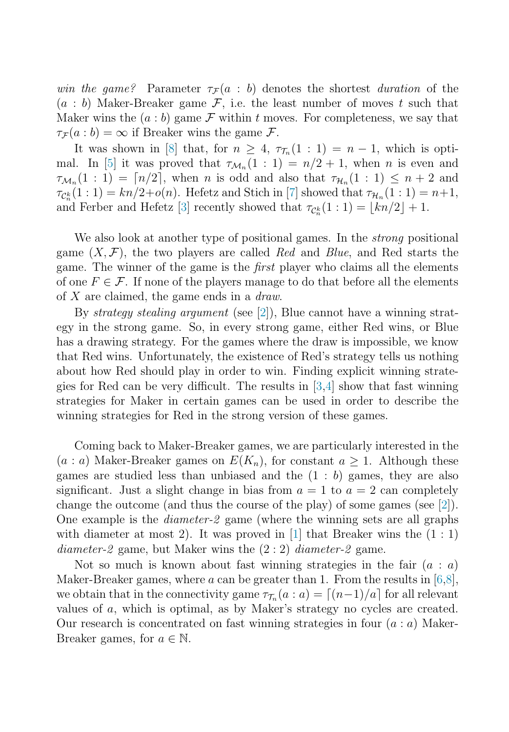*win the game?* Parameter $\tau_{\mathcal{F}}(a : b)$ denotes the shortest *duration* of the $(a : b)$ Maker-Breaker game $\mathcal{F}$, i.e. the least number of moves $t$ such that Maker wins the $(a : b)$ game $\mathcal{F}$ within $t$ moves. For completeness, we say that $\tau_{\mathcal{F}}(a : b) = \infty$ if Breaker wins the game $\mathcal{F}$.

It was shown in [8] that, for $n \geq 4$, $\tau_{\mathcal{T}_n}(1 : 1) = n - 1$, which is optimal. In [5] it was proved that $\tau_{\mathcal{M}_n}(1 : 1) = n/2 + 1$, when $n$ is even and $\tau_{\mathcal{M}_n}(1 : 1) = \lceil n/2 \rceil$, when $n$ is odd and also that $\tau_{\mathcal{H}_n}(1 : 1) \leq n + 2$ and $\tau_{\mathcal{C}_n^k}(1 : 1) = kn/2 + o(n)$. Hefetz and Stich in [7] showed that $\tau_{\mathcal{H}_n}(1 : 1) = n+1$, and Ferber and Hefetz [3] recently showed that $\tau_{\mathcal{C}_n^k}(1 : 1) = \lfloor kn/2 \rfloor + 1$.

We also look at another type of positional games. In the *strong* positional game $(X, \mathcal{F})$, the two players are called *Red* and *Blue*, and Red starts the game. The winner of the game is the *first* player who claims all the elements of one $F \in \mathcal{F}$. If none of the players manage to do that before all the elements of $X$ are claimed, the game ends in a *draw*.

By *strategy stealing argument* (see [2]), Blue cannot have a winning strategy in the strong game. So, in every strong game, either Red wins, or Blue has a drawing strategy. For the games where the draw is impossible, we know that Red wins. Unfortunately, the existence of Red's strategy tells us nothing about how Red should play in order to win. Finding explicit winning strategies for Red can be very difficult. The results in [3,4] show that fast winning strategies for Maker in certain games can be used in order to describe the winning strategies for Red in the strong version of these games.

Coming back to Maker-Breaker games, we are particularly interested in the $(a : a)$ Maker-Breaker games on $E(K_n)$, for constant $a \geq 1$. Although these games are studied less than unbiased and the $(1 : b)$ games, they are also significant. Just a slight change in bias from $a = 1$ to $a = 2$ can completely change the outcome (and thus the course of the play) of some games (see [2]). One example is the *diameter-2* game (where the winning sets are all graphs with diameter at most 2). It was proved in [1] that Breaker wins the $(1 : 1)$ *diameter-2* game, but Maker wins the $(2 : 2)$ *diameter-2* game.

Not so much is known about fast winning strategies in the fair $(a : a)$ Maker-Breaker games, where $a$ can be greater than 1. From the results in [6,8], we obtain that in the connectivity game $\tau_{\mathcal{T}_n}(a : a) = \lceil (n-1)/a \rceil$ for all relevant values of $a$, which is optimal, as by Maker's strategy no cycles are created. Our research is concentrated on fast winning strategies in four $(a : a)$ Maker-Breaker games, for $a \in \mathbb{N}$.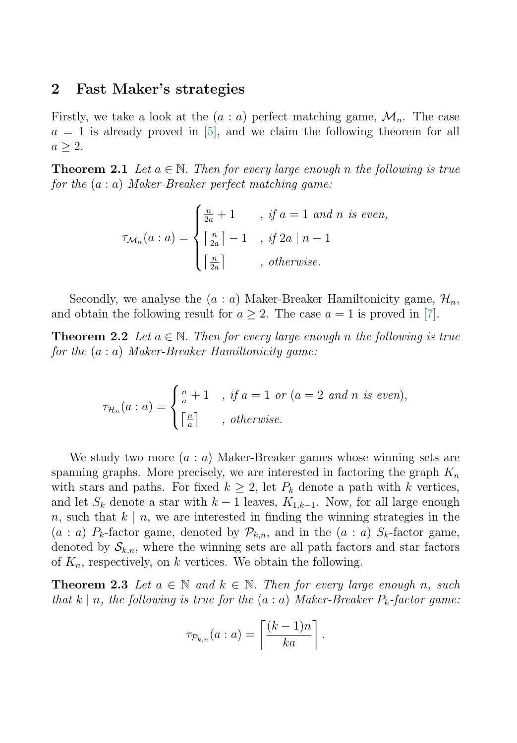## 2 Fast Maker's strategies

Firstly, we take a look at the $(a : a)$ perfect matching game, $\mathcal{M}_n$. The case $a = 1$ is already proved in [5], and we claim the following theorem for all $a \geq 2$.

**Theorem 2.1** *Let $a \in \mathbb{N}$. Then for every large enough $n$ the following is true for the $(a : a)$ Maker-Breaker perfect matching game:*

$$\tau_{\mathcal{M}_n}(a:a) = \begin{cases} \frac{n}{2a}+1 & \text{, if } a=1 \text{ and } n \text{ is even,} \\ \left\lceil \frac{n}{2a} \right\rceil - 1 & \text{, if } 2a \mid n-1 \\ \left\lceil \frac{n}{2a} \right\rceil & \text{, otherwise.} \end{cases}$$

Secondly, we analyse the $(a : a)$ Maker-Breaker Hamiltonicity game, $\mathcal{H}_n$, and obtain the following result for $a \geq 2$. The case $a = 1$ is proved in [7].

**Theorem 2.2** *Let $a \in \mathbb{N}$. Then for every large enough $n$ the following is true for the $(a : a)$ Maker-Breaker Hamiltonicity game:*

$$\tau_{\mathcal{H}_n}(a:a) = \begin{cases} \frac{n}{a}+1 & \text{, if } a=1 \text{ or } (a=2 \text{ and } n \text{ is even}), \\ \left\lceil \frac{n}{a} \right\rceil & \text{, otherwise.} \end{cases}$$

We study two more $(a : a)$ Maker-Breaker games whose winning sets are spanning graphs. More precisely, we are interested in factoring the graph $K_n$ with stars and paths. For fixed $k \geq 2$, let $P_k$ denote a path with $k$ vertices, and let $S_k$ denote a star with $k-1$ leaves, $K_{1,k-1}$. Now, for all large enough $n$, such that $k \mid n$, we are interested in finding the winning strategies in the $(a : a)$ $P_k$-factor game, denoted by $\mathcal{P}_{k,n}$, and in the $(a : a)$ $S_k$-factor game, denoted by $\mathcal{S}_{k,n}$, where the winning sets are all path factors and star factors of $K_n$, respectively, on $k$ vertices. We obtain the following.

**Theorem 2.3** *Let $a \in \mathbb{N}$ and $k \in \mathbb{N}$. Then for every large enough $n$, such that $k \mid n$, the following is true for the $(a : a)$ Maker-Breaker $P_k$-factor game:*

$$\tau_{\mathcal{P}_{k,n}}(a:a) = \left\lceil \frac{(k-1)n}{ka} \right\rceil.$$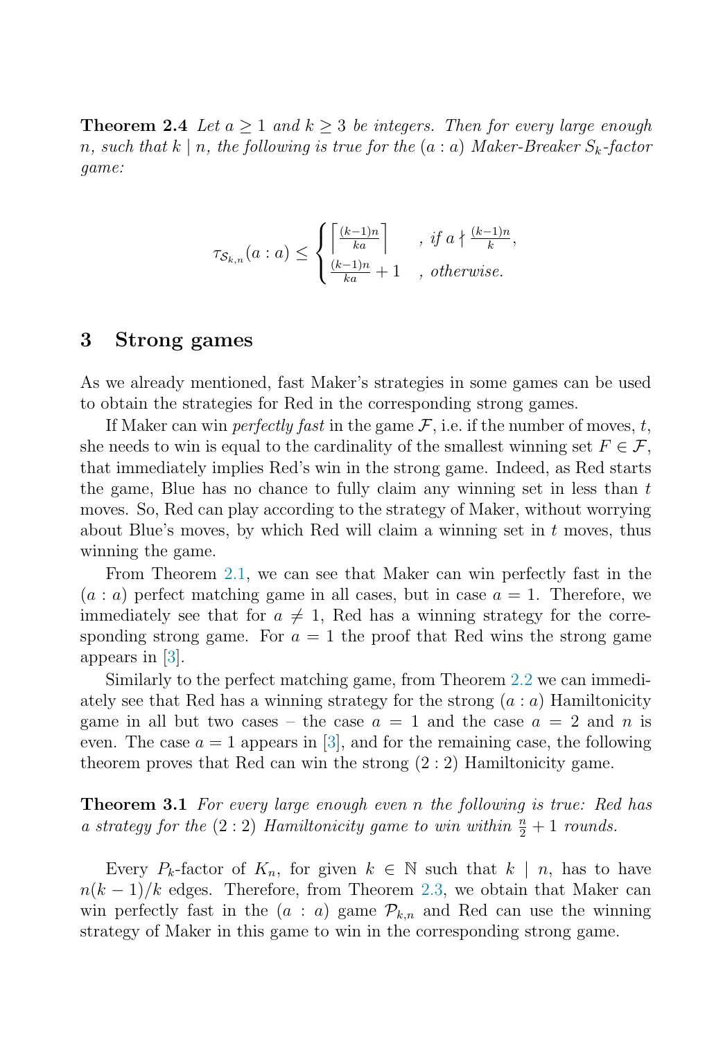**Theorem 2.4** *Let $a \geq 1$ and $k \geq 3$ be integers. Then for every large enough $n$, such that $k \mid n$, the following is true for the $(a:a)$ Maker-Breaker $S_k$-factor game:*

$$\tau_{\mathcal{S}_{k,n}}(a:a) \leq \begin{cases} \left\lceil \frac{(k-1)n}{ka} \right\rceil & , \textit{ if } a \nmid \frac{(k-1)n}{k}, \\ \frac{(k-1)n}{ka} + 1 & , \textit{ otherwise.} \end{cases}$$

## 3 Strong games

As we already mentioned, fast Maker's strategies in some games can be used to obtain the strategies for Red in the corresponding strong games.

If Maker can win *perfectly fast* in the game $\mathcal{F}$, i.e. if the number of moves, $t$, she needs to win is equal to the cardinality of the smallest winning set $F \in \mathcal{F}$, that immediately implies Red's win in the strong game. Indeed, as Red starts the game, Blue has no chance to fully claim any winning set in less than $t$ moves. So, Red can play according to the strategy of Maker, without worrying about Blue's moves, by which Red will claim a winning set in $t$ moves, thus winning the game.

From Theorem 2.1, we can see that Maker can win perfectly fast in the $(a:a)$ perfect matching game in all cases, but in case $a=1$. Therefore, we immediately see that for $a \neq 1$, Red has a winning strategy for the corresponding strong game. For $a=1$ the proof that Red wins the strong game appears in [3].

Similarly to the perfect matching game, from Theorem 2.2 we can immediately see that Red has a winning strategy for the strong $(a:a)$ Hamiltonicity game in all but two cases – the case $a=1$ and the case $a=2$ and $n$ is even. The case $a=1$ appears in [3], and for the remaining case, the following theorem proves that Red can win the strong $(2:2)$ Hamiltonicity game.

**Theorem 3.1** *For every large enough even $n$ the following is true: Red has a strategy for the $(2:2)$ Hamiltonicity game to win within $\frac{n}{2}+1$ rounds.*

Every $P_k$-factor of $K_n$, for given $k \in \mathbb{N}$ such that $k \mid n$, has to have $n(k-1)/k$ edges. Therefore, from Theorem 2.3, we obtain that Maker can win perfectly fast in the $(a:a)$ game $\mathcal{P}_{k,n}$ and Red can use the winning strategy of Maker in this game to win in the corresponding strong game.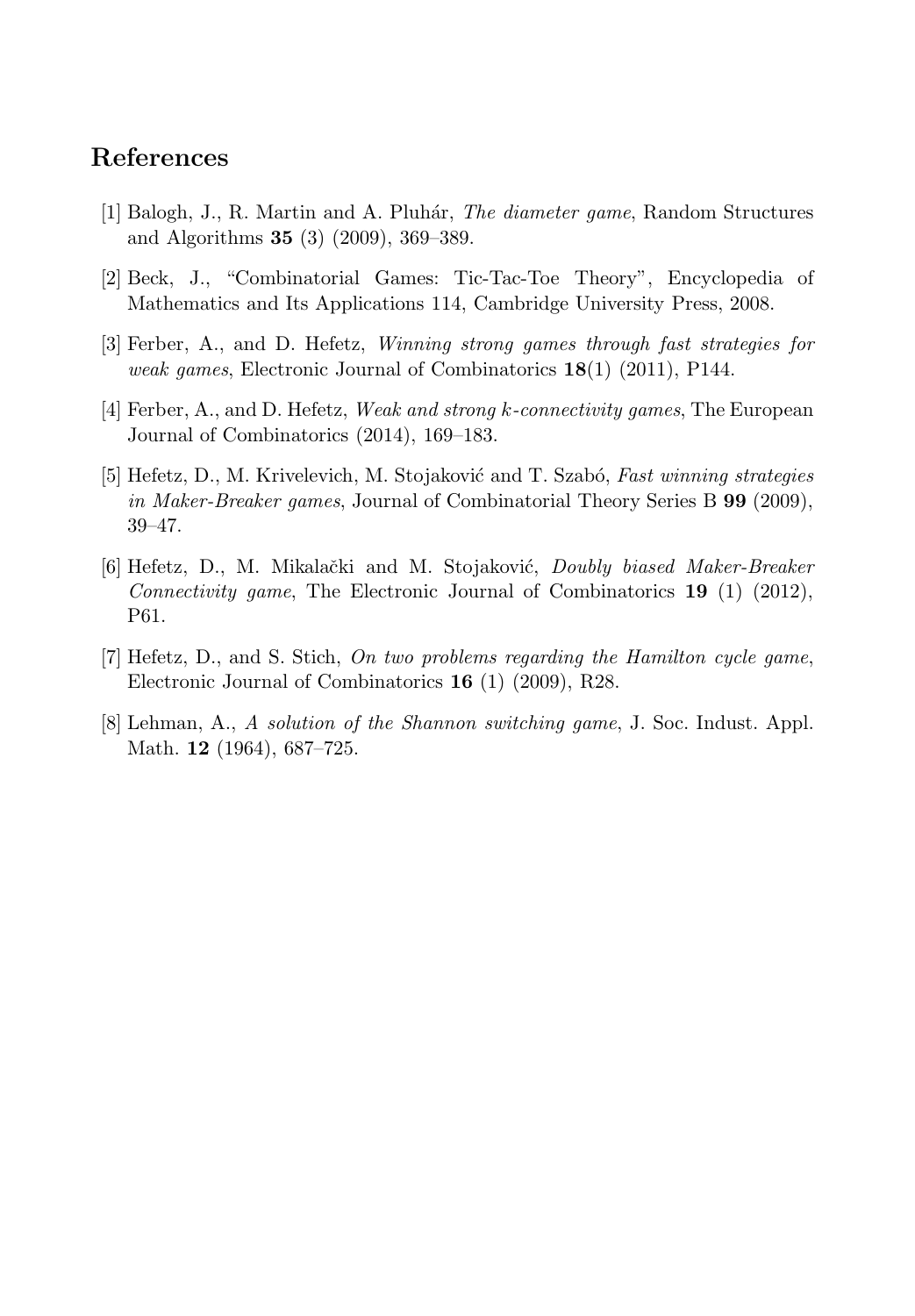## References

[1] Balogh, J., R. Martin and A. Pluhár, *The diameter game*, Random Structures and Algorithms **35** (3) (2009), 369–389.

[2] Beck, J., "Combinatorial Games: Tic-Tac-Toe Theory", Encyclopedia of Mathematics and Its Applications 114, Cambridge University Press, 2008.

[3] Ferber, A., and D. Hefetz, *Winning strong games through fast strategies for weak games*, Electronic Journal of Combinatorics **18**(1) (2011), P144.

[4] Ferber, A., and D. Hefetz, *Weak and strong $k$-connectivity games*, The European Journal of Combinatorics (2014), 169–183.

[5] Hefetz, D., M. Krivelevich, M. Stojaković and T. Szabó, *Fast winning strategies in Maker-Breaker games*, Journal of Combinatorial Theory Series B **99** (2009), 39–47.

[6] Hefetz, D., M. Mikalački and M. Stojaković, *Doubly biased Maker-Breaker Connectivity game*, The Electronic Journal of Combinatorics **19** (1) (2012), P61.

[7] Hefetz, D., and S. Stich, *On two problems regarding the Hamilton cycle game*, Electronic Journal of Combinatorics **16** (1) (2009), R28.

[8] Lehman, A., *A solution of the Shannon switching game*, J. Soc. Indust. Appl. Math. **12** (1964), 687–725.